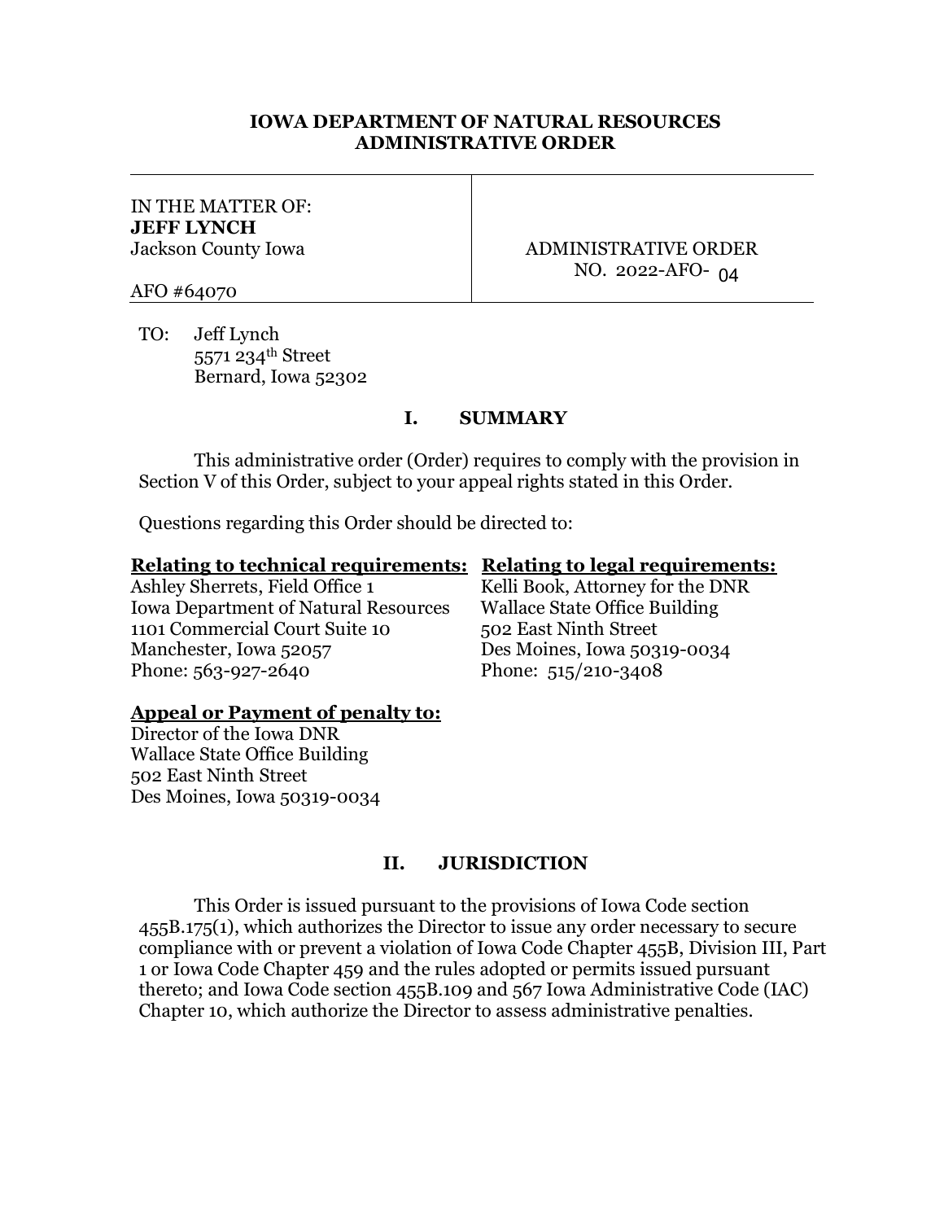# IOWA DEPARTMENT OF NATURAL RESOURCES
# ADMINISTRATIVE ORDER

| IN THE MATTER OF: **JEFF LYNCH** Jackson County Iowa AFO #64070 | ADMINISTRATIVE ORDER NO. 2022-AFO- 04 |
|---|---|

TO: Jeff Lynch
5571 234th Street
Bernard, Iowa 52302

## I. SUMMARY

This administrative order (Order) requires to comply with the provision in Section V of this Order, subject to your appeal rights stated in this Order.

Questions regarding this Order should be directed to:

**Relating to technical requirements:**
Ashley Sherrets, Field Office 1
Iowa Department of Natural Resources
1101 Commercial Court Suite 10
Manchester, Iowa 52057
Phone: 563-927-2640

**Relating to legal requirements:**
Kelli Book, Attorney for the DNR
Wallace State Office Building
502 East Ninth Street
Des Moines, Iowa 50319-0034
Phone: 515/210-3408

**Appeal or Payment of penalty to:**
Director of the Iowa DNR
Wallace State Office Building
502 East Ninth Street
Des Moines, Iowa 50319-0034

## II. JURISDICTION

This Order is issued pursuant to the provisions of Iowa Code section 455B.175(1), which authorizes the Director to issue any order necessary to secure compliance with or prevent a violation of Iowa Code Chapter 455B, Division III, Part 1 or Iowa Code Chapter 459 and the rules adopted or permits issued pursuant thereto; and Iowa Code section 455B.109 and 567 Iowa Administrative Code (IAC) Chapter 10, which authorize the Director to assess administrative penalties.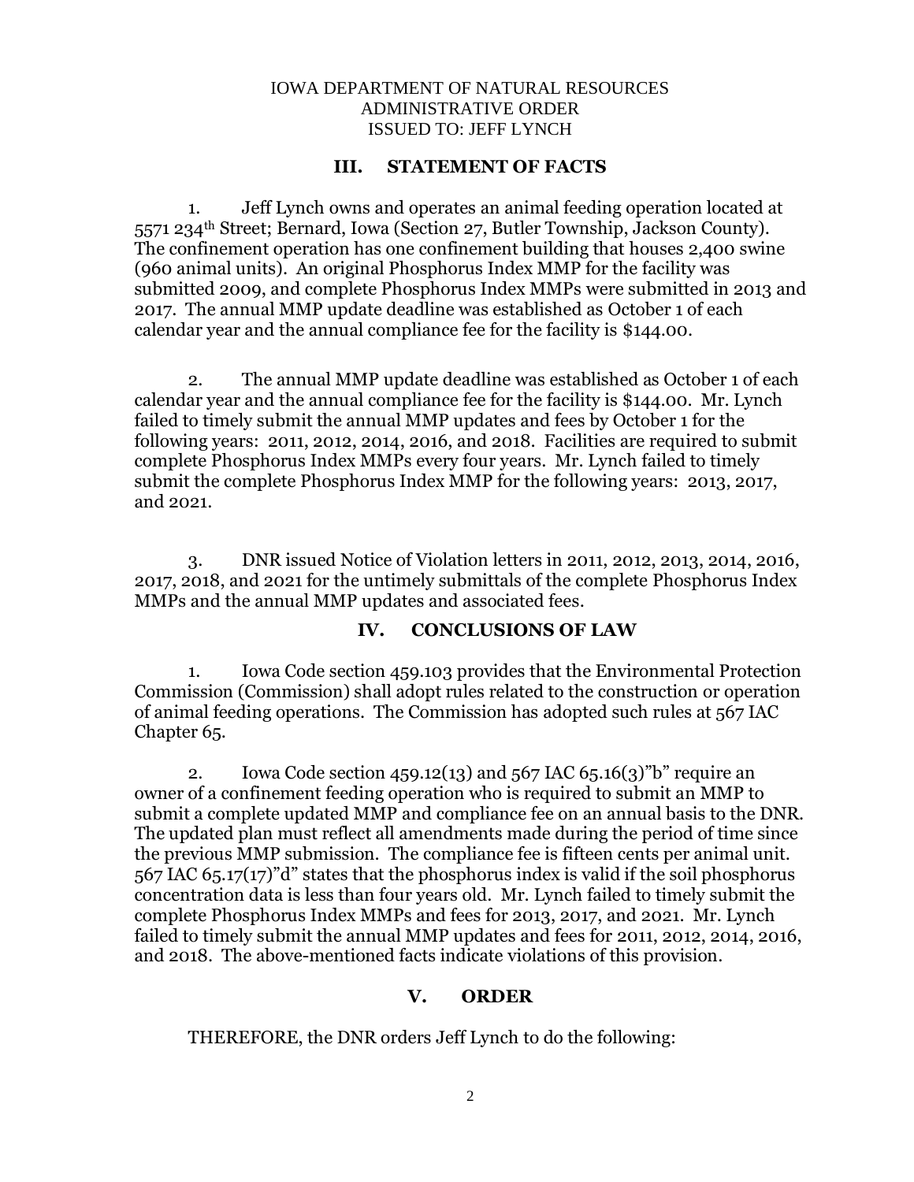IOWA DEPARTMENT OF NATURAL RESOURCES
ADMINISTRATIVE ORDER
ISSUED TO: JEFF LYNCH

## III. STATEMENT OF FACTS

1. Jeff Lynch owns and operates an animal feeding operation located at 5571 234th Street; Bernard, Iowa (Section 27, Butler Township, Jackson County). The confinement operation has one confinement building that houses 2,400 swine (960 animal units). An original Phosphorus Index MMP for the facility was submitted 2009, and complete Phosphorus Index MMPs were submitted in 2013 and 2017. The annual MMP update deadline was established as October 1 of each calendar year and the annual compliance fee for the facility is $144.00.

2. The annual MMP update deadline was established as October 1 of each calendar year and the annual compliance fee for the facility is $144.00. Mr. Lynch failed to timely submit the annual MMP updates and fees by October 1 for the following years: 2011, 2012, 2014, 2016, and 2018. Facilities are required to submit complete Phosphorus Index MMPs every four years. Mr. Lynch failed to timely submit the complete Phosphorus Index MMP for the following years: 2013, 2017, and 2021.

3. DNR issued Notice of Violation letters in 2011, 2012, 2013, 2014, 2016, 2017, 2018, and 2021 for the untimely submittals of the complete Phosphorus Index MMPs and the annual MMP updates and associated fees.

## IV. CONCLUSIONS OF LAW

1. Iowa Code section 459.103 provides that the Environmental Protection Commission (Commission) shall adopt rules related to the construction or operation of animal feeding operations. The Commission has adopted such rules at 567 IAC Chapter 65.

2. Iowa Code section 459.12(13) and 567 IAC 65.16(3)"b" require an owner of a confinement feeding operation who is required to submit an MMP to submit a complete updated MMP and compliance fee on an annual basis to the DNR. The updated plan must reflect all amendments made during the period of time since the previous MMP submission. The compliance fee is fifteen cents per animal unit. 567 IAC 65.17(17)"d" states that the phosphorus index is valid if the soil phosphorus concentration data is less than four years old. Mr. Lynch failed to timely submit the complete Phosphorus Index MMPs and fees for 2013, 2017, and 2021. Mr. Lynch failed to timely submit the annual MMP updates and fees for 2011, 2012, 2014, 2016, and 2018. The above-mentioned facts indicate violations of this provision.

## V. ORDER

THEREFORE, the DNR orders Jeff Lynch to do the following: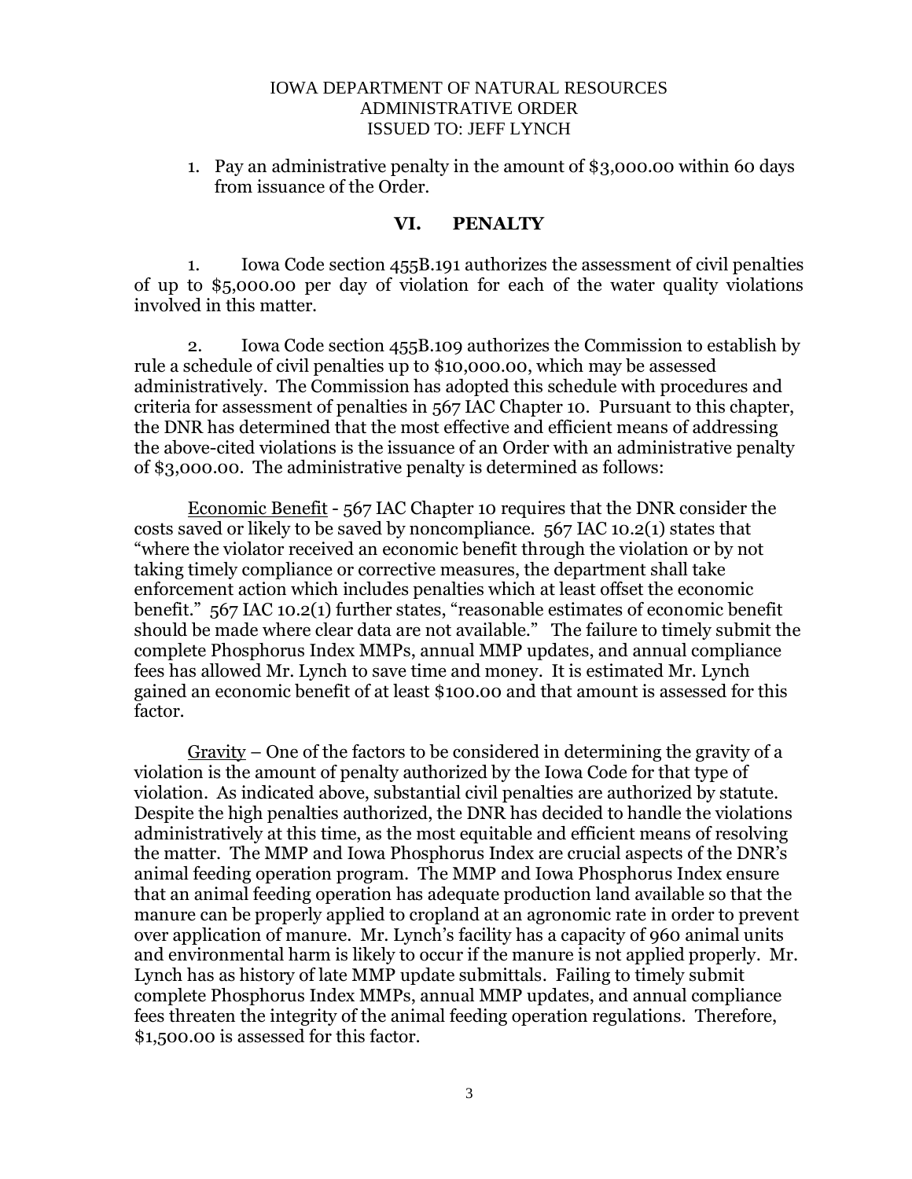IOWA DEPARTMENT OF NATURAL RESOURCES
ADMINISTRATIVE ORDER
ISSUED TO: JEFF LYNCH

1. Pay an administrative penalty in the amount of $3,000.00 within 60 days from issuance of the Order.

## VI. PENALTY

1. Iowa Code section 455B.191 authorizes the assessment of civil penalties of up to $5,000.00 per day of violation for each of the water quality violations involved in this matter.

2. Iowa Code section 455B.109 authorizes the Commission to establish by rule a schedule of civil penalties up to $10,000.00, which may be assessed administratively. The Commission has adopted this schedule with procedures and criteria for assessment of penalties in 567 IAC Chapter 10. Pursuant to this chapter, the DNR has determined that the most effective and efficient means of addressing the above-cited violations is the issuance of an Order with an administrative penalty of $3,000.00. The administrative penalty is determined as follows:

Economic Benefit - 567 IAC Chapter 10 requires that the DNR consider the costs saved or likely to be saved by noncompliance. 567 IAC 10.2(1) states that "where the violator received an economic benefit through the violation or by not taking timely compliance or corrective measures, the department shall take enforcement action which includes penalties which at least offset the economic benefit." 567 IAC 10.2(1) further states, "reasonable estimates of economic benefit should be made where clear data are not available." The failure to timely submit the complete Phosphorus Index MMPs, annual MMP updates, and annual compliance fees has allowed Mr. Lynch to save time and money. It is estimated Mr. Lynch gained an economic benefit of at least $100.00 and that amount is assessed for this factor.

Gravity – One of the factors to be considered in determining the gravity of a violation is the amount of penalty authorized by the Iowa Code for that type of violation. As indicated above, substantial civil penalties are authorized by statute. Despite the high penalties authorized, the DNR has decided to handle the violations administratively at this time, as the most equitable and efficient means of resolving the matter. The MMP and Iowa Phosphorus Index are crucial aspects of the DNR's animal feeding operation program. The MMP and Iowa Phosphorus Index ensure that an animal feeding operation has adequate production land available so that the manure can be properly applied to cropland at an agronomic rate in order to prevent over application of manure. Mr. Lynch's facility has a capacity of 960 animal units and environmental harm is likely to occur if the manure is not applied properly. Mr. Lynch has as history of late MMP update submittals. Failing to timely submit complete Phosphorus Index MMPs, annual MMP updates, and annual compliance fees threaten the integrity of the animal feeding operation regulations. Therefore, $1,500.00 is assessed for this factor.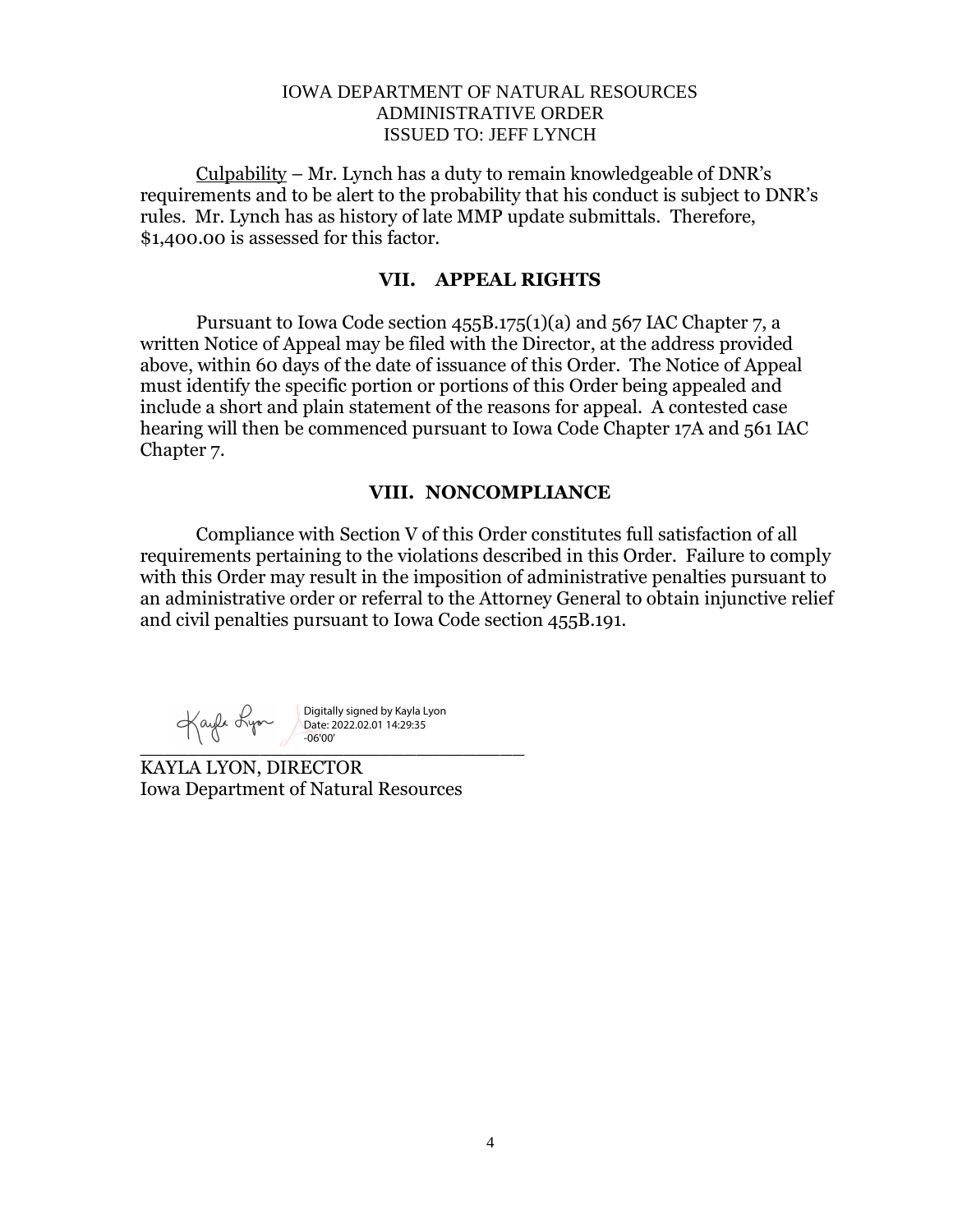IOWA DEPARTMENT OF NATURAL RESOURCES
ADMINISTRATIVE ORDER
ISSUED TO: JEFF LYNCH

Culpability – Mr. Lynch has a duty to remain knowledgeable of DNR's requirements and to be alert to the probability that his conduct is subject to DNR's rules. Mr. Lynch has as history of late MMP update submittals. Therefore, $1,400.00 is assessed for this factor.

## VII. APPEAL RIGHTS

Pursuant to Iowa Code section 455B.175(1)(a) and 567 IAC Chapter 7, a written Notice of Appeal may be filed with the Director, at the address provided above, within 60 days of the date of issuance of this Order. The Notice of Appeal must identify the specific portion or portions of this Order being appealed and include a short and plain statement of the reasons for appeal. A contested case hearing will then be commenced pursuant to Iowa Code Chapter 17A and 561 IAC Chapter 7.

## VIII. NONCOMPLIANCE

Compliance with Section V of this Order constitutes full satisfaction of all requirements pertaining to the violations described in this Order. Failure to comply with this Order may result in the imposition of administrative penalties pursuant to an administrative order or referral to the Attorney General to obtain injunctive relief and civil penalties pursuant to Iowa Code section 455B.191.

Digitally signed by Kayla Lyon
Date: 2022.02.01 14:29:35
-06'00'

KAYLA LYON, DIRECTOR
Iowa Department of Natural Resources